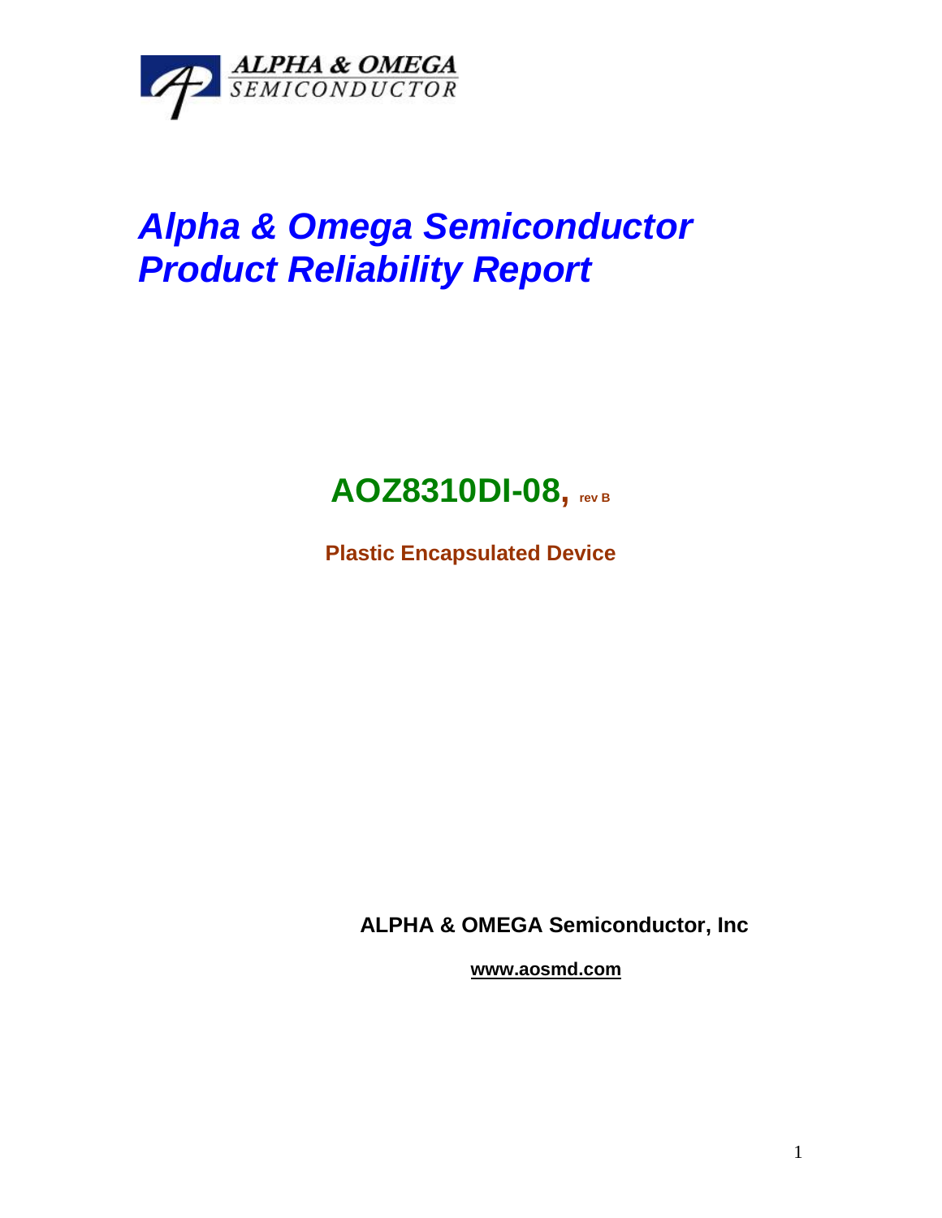ALPHA & OMEGA SEMICONDUCTOR

# *Alpha & Omega Semiconductor Product Reliability Report*

## AOZ8310DI-08, rev B

**Plastic Encapsulated Device**

**ALPHA & OMEGA Semiconductor, Inc**

**www.aosmd.com**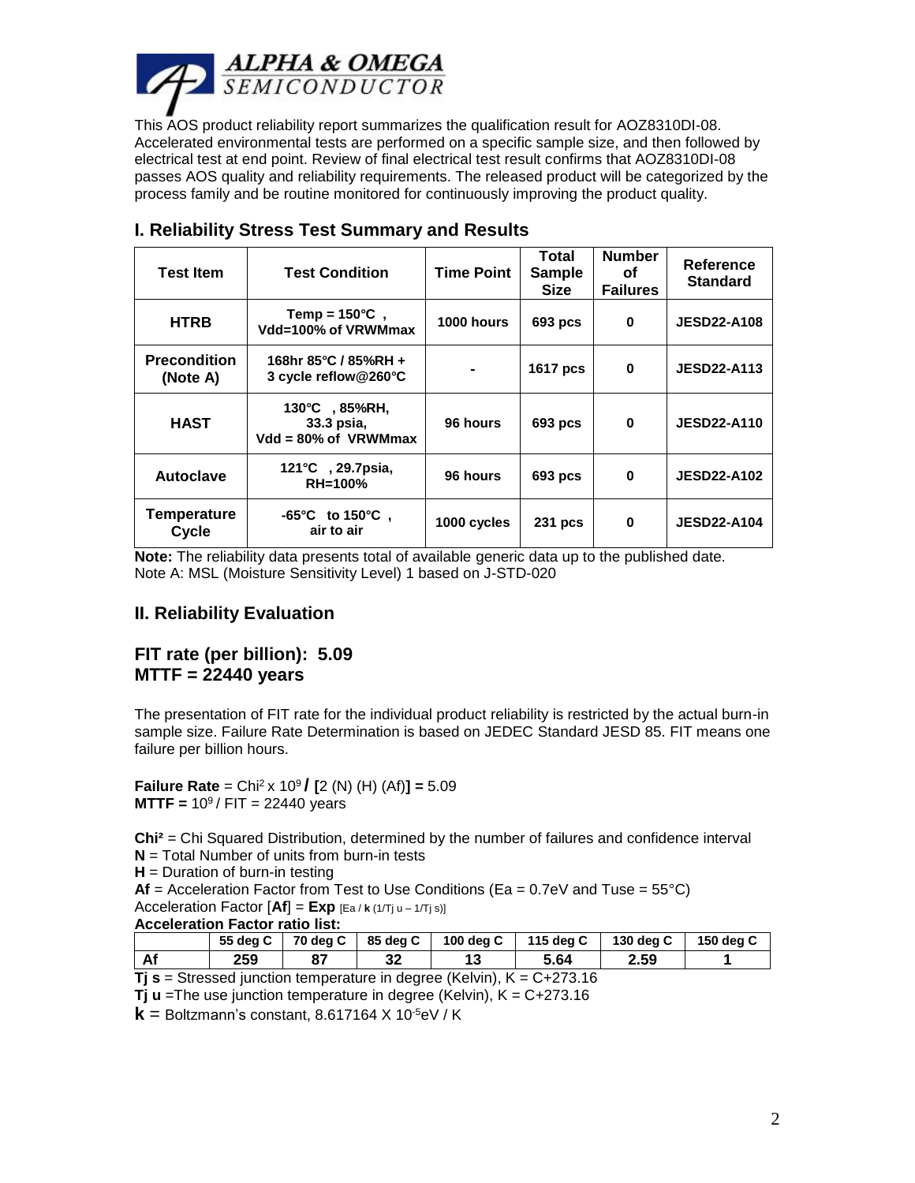This AOS product reliability report summarizes the qualification result for AOZ8310DI-08. Accelerated environmental tests are performed on a specific sample size, and then followed by electrical test at end point. Review of final electrical test result confirms that AOZ8310DI-08 passes AOS quality and reliability requirements. The released product will be categorized by the process family and be routine monitored for continuously improving the product quality.

## I. Reliability Stress Test Summary and Results

| Test Item | Test Condition | Time Point | Total Sample Size | Number of Failures | Reference Standard |
|---|---|---|---|---|---|
| HTRB | Temp = 150°C , Vdd=100% of VRWMmax | 1000 hours | 693 pcs | 0 | JESD22-A108 |
| Precondition (Note A) | 168hr 85°C / 85%RH + 3 cycle reflow@260°C | - | 1617 pcs | 0 | JESD22-A113 |
| HAST | 130°C , 85%RH, 33.3 psia, Vdd = 80% of VRWMmax | 96 hours | 693 pcs | 0 | JESD22-A110 |
| Autoclave | 121°C , 29.7psia, RH=100% | 96 hours | 693 pcs | 0 | JESD22-A102 |
| Temperature Cycle | -65°C to 150°C , air to air | 1000 cycles | 231 pcs | 0 | JESD22-A104 |

**Note:** The reliability data presents total of available generic data up to the published date.
Note A: MSL (Moisture Sensitivity Level) 1 based on J-STD-020

## II. Reliability Evaluation

### FIT rate (per billion): 5.09
### MTTF = 22440 years

The presentation of FIT rate for the individual product reliability is restricted by the actual burn-in sample size. Failure Rate Determination is based on JEDEC Standard JESD 85. FIT means one failure per billion hours.

**Failure Rate** = $Chi^2 \times 10^9$ **/ [**2 (N) (H) (Af)**] =** 5.09
**MTTF =** $10^9$ / FIT = 22440 years

**Chi²** = Chi Squared Distribution, determined by the number of failures and confidence interval
**N** = Total Number of units from burn-in tests
**H** = Duration of burn-in testing
**Af** = Acceleration Factor from Test to Use Conditions (Ea = 0.7eV and Tuse = 55°C)
Acceleration Factor [**Af**] = **Exp** [Ea / **k** (1/Tj u – 1/Tj s)]

**Acceleration Factor ratio list:**

| | 55 deg C | 70 deg C | 85 deg C | 100 deg C | 115 deg C | 130 deg C | 150 deg C |
|---|---|---|---|---|---|---|---|
| Af | 259 | 87 | 32 | 13 | 5.64 | 2.59 | 1 |

**Tj s** = Stressed junction temperature in degree (Kelvin), K = C+273.16
**Tj u** =The use junction temperature in degree (Kelvin), K = C+273.16
**k** = Boltzmann's constant, 8.617164 X $10^{-5}$eV / K